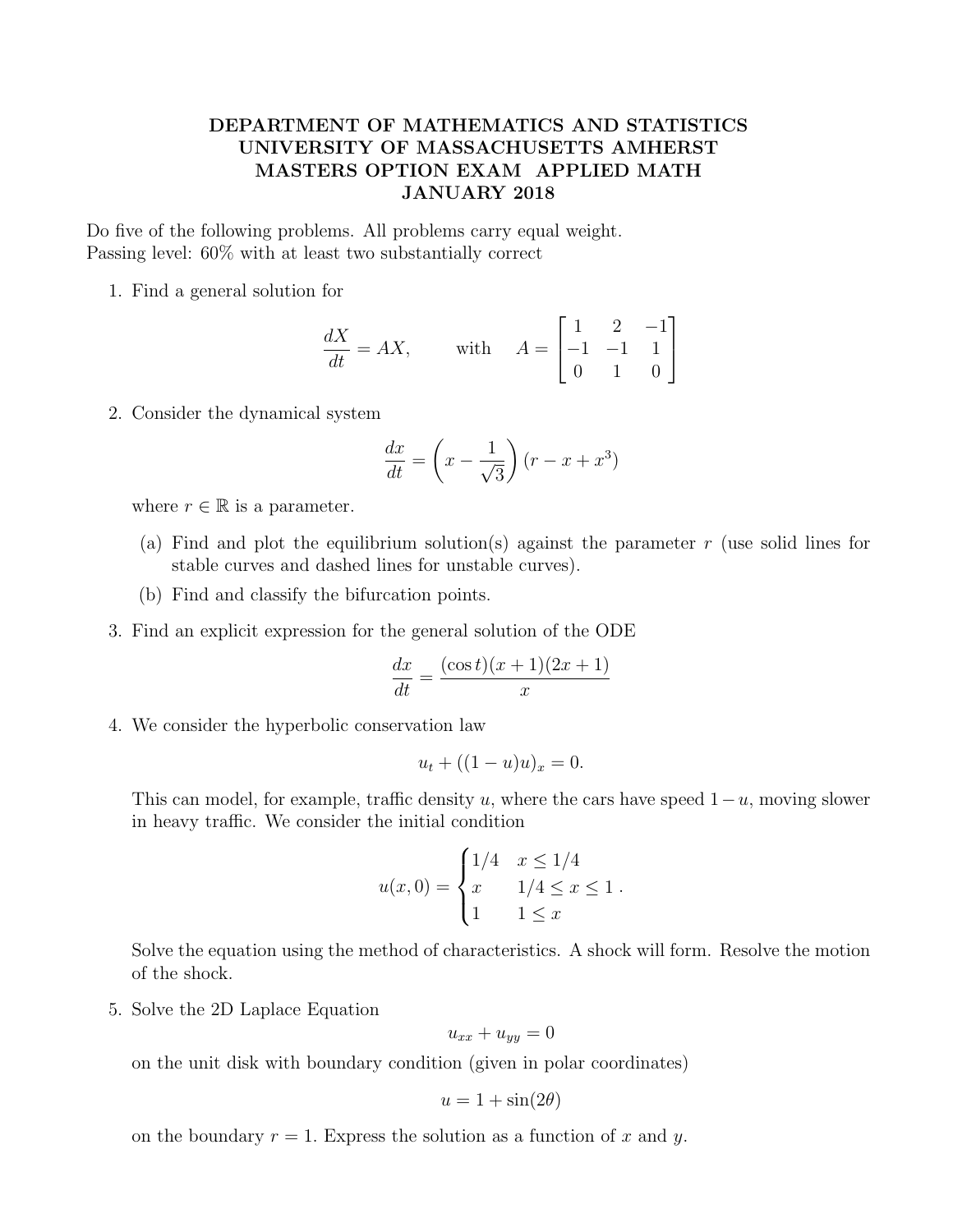# DEPARTMENT OF MATHEMATICS AND STATISTICS
# UNIVERSITY OF MASSACHUSETTS AMHERST
# MASTERS OPTION EXAM APPLIED MATH
# JANUARY 2018

Do five of the following problems. All problems carry equal weight.
Passing level: 60% with at least two substantially correct

1. Find a general solution for

$$\frac{dX}{dt} = AX, \qquad \text{with} \quad A = \begin{bmatrix} 1 & 2 & -1 \\ -1 & -1 & 1 \\ 0 & 1 & 0 \end{bmatrix}$$

2. Consider the dynamical system

$$\frac{dx}{dt} = \left(x - \frac{1}{\sqrt{3}}\right)(r - x + x^3)$$

where $r \in \mathbb{R}$ is a parameter.

   (a) Find and plot the equilibrium solution(s) against the parameter $r$ (use solid lines for stable curves and dashed lines for unstable curves).

   (b) Find and classify the bifurcation points.

3. Find an explicit expression for the general solution of the ODE

$$\frac{dx}{dt} = \frac{(\cos t)(x+1)(2x+1)}{x}$$

4. We consider the hyperbolic conservation law

$$u_t + ((1-u)u)_x = 0.$$

This can model, for example, traffic density $u$, where the cars have speed $1-u$, moving slower in heavy traffic. We consider the initial condition

$$u(x,0) = \begin{cases} 1/4 & x \leq 1/4 \\ x & 1/4 \leq x \leq 1 \\ 1 & 1 \leq x \end{cases}.$$

Solve the equation using the method of characteristics. A shock will form. Resolve the motion of the shock.

5. Solve the 2D Laplace Equation

$$u_{xx} + u_{yy} = 0$$

on the unit disk with boundary condition (given in polar coordinates)

$$u = 1 + \sin(2\theta)$$

on the boundary $r = 1$. Express the solution as a function of $x$ and $y$.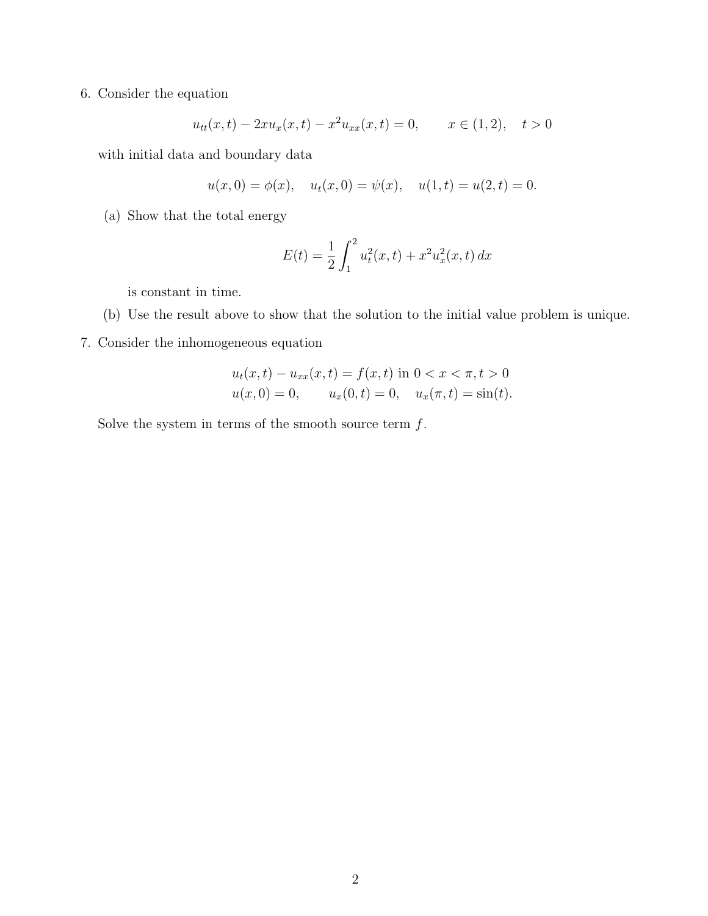6. Consider the equation

$$u_{tt}(x,t) - 2xu_x(x,t) - x^2 u_{xx}(x,t) = 0, \qquad x \in (1,2), \quad t > 0$$

with initial data and boundary data

$$u(x,0) = \phi(x), \quad u_t(x,0) = \psi(x), \quad u(1,t) = u(2,t) = 0.$$

(a) Show that the total energy

$$E(t) = \frac{1}{2}\int_1^2 u_t^2(x,t) + x^2 u_x^2(x,t)\, dx$$

is constant in time.

(b) Use the result above to show that the solution to the initial value problem is unique.

7. Consider the inhomogeneous equation

$$\begin{aligned} &u_t(x,t) - u_{xx}(x,t) = f(x,t) \text{ in } 0 < x < \pi, t > 0 \\ &u(x,0) = 0, \qquad u_x(0,t) = 0, \quad u_x(\pi,t) = \sin(t). \end{aligned}$$

Solve the system in terms of the smooth source term $f$.